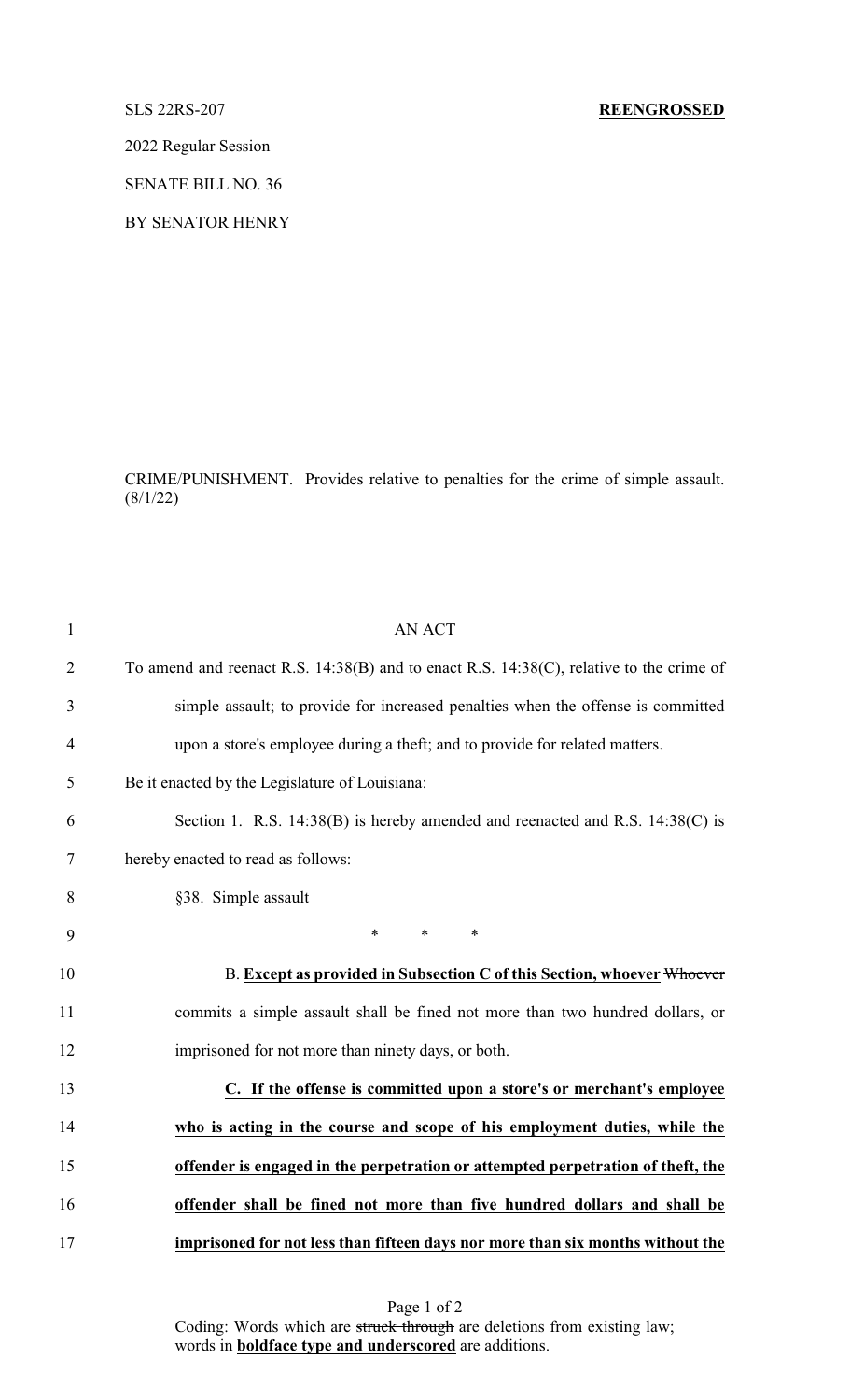SLS 22RS-207 **REENGROSSED**

2022 Regular Session

SENATE BILL NO. 36

BY SENATOR HENRY

CRIME/PUNISHMENT. Provides relative to penalties for the crime of simple assault. (8/1/22)

AN ACT

To amend and reenact R.S. 14:38(B) and to enact R.S. 14:38(C), relative to the crime of simple assault; to provide for increased penalties when the offense is committed upon a store's employee during a theft; and to provide for related matters.

Be it enacted by the Legislature of Louisiana:

Section 1. R.S. 14:38(B) is hereby amended and reenacted and R.S. 14:38(C) is hereby enacted to read as follows:

§38. Simple assault

\* \* \*

B. **<u>Except as provided in Subsection C of this Section, whoever</u>** ~~Whoever~~ commits a simple assault shall be fined not more than two hundred dollars, or imprisoned for not more than ninety days, or both.

**<u>C. If the offense is committed upon a store's or merchant's employee who is acting in the course and scope of his employment duties, while the offender is engaged in the perpetration or attempted perpetration of theft, the offender shall be fined not more than five hundred dollars and shall be imprisoned for not less than fifteen days nor more than six months without the</u>**

Coding: Words which are ~~struck through~~ are deletions from existing law; words in **<u>boldface type and underscored</u>** are additions.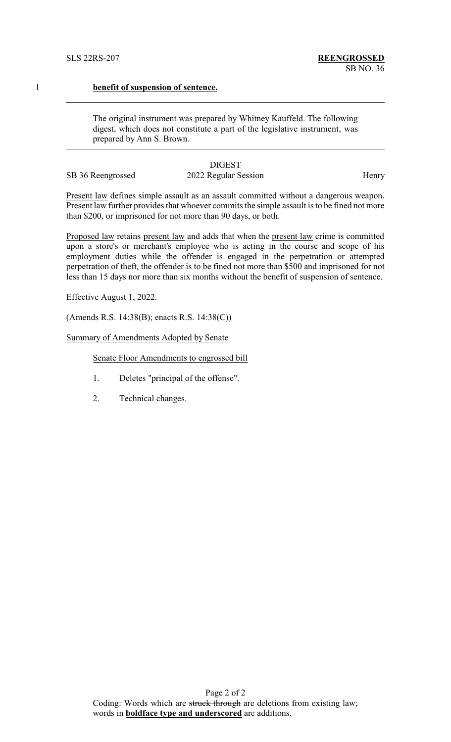1 **benefit of suspension of sentence.**

The original instrument was prepared by Whitney Kauffeld. The following digest, which does not constitute a part of the legislative instrument, was prepared by Ann S. Brown.

DIGEST

SB 36 Reengrossed 2022 Regular Session Henry

Present law defines simple assault as an assault committed without a dangerous weapon. Present law further provides that whoever commits the simple assault is to be fined not more than $200, or imprisoned for not more than 90 days, or both.

Proposed law retains present law and adds that when the present law crime is committed upon a store's or merchant's employee who is acting in the course and scope of his employment duties while the offender is engaged in the perpetration or attempted perpetration of theft, the offender is to be fined not more than $500 and imprisoned for not less than 15 days nor more than six months without the benefit of suspension of sentence.

Effective August 1, 2022.

(Amends R.S. 14:38(B); enacts R.S. 14:38(C))

Summary of Amendments Adopted by Senate

Senate Floor Amendments to engrossed bill

1. Deletes "principal of the offense".
2. Technical changes.

Coding: Words which are ~~struck through~~ are deletions from existing law; words in **boldface type and underscored** are additions.